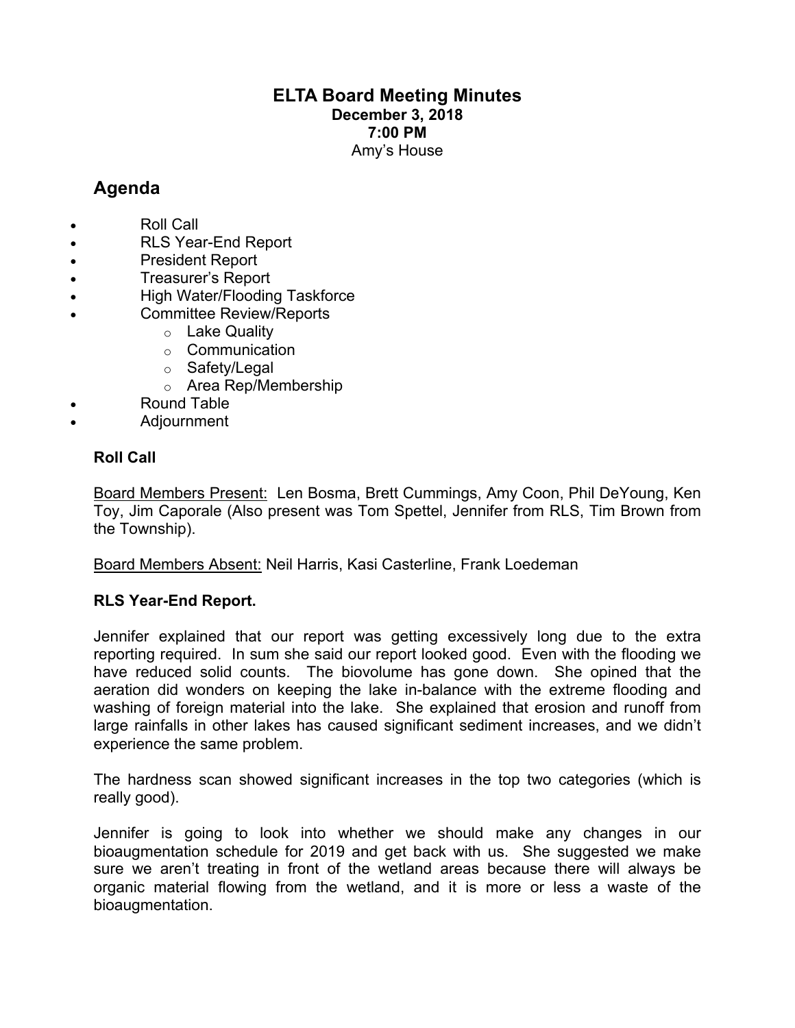# ELTA Board Meeting Minutes

**December 3, 2018**
**7:00 PM**
Amy's House

## Agenda

- Roll Call
- RLS Year-End Report
- President Report
- Treasurer's Report
- High Water/Flooding Taskforce
- Committee Review/Reports
  - Lake Quality
  - Communication
  - Safety/Legal
  - Area Rep/Membership
- Round Table
- Adjournment

### Roll Call

Board Members Present: Len Bosma, Brett Cummings, Amy Coon, Phil DeYoung, Ken Toy, Jim Caporale (Also present was Tom Spettel, Jennifer from RLS, Tim Brown from the Township).

Board Members Absent: Neil Harris, Kasi Casterline, Frank Loedeman

### RLS Year-End Report.

Jennifer explained that our report was getting excessively long due to the extra reporting required. In sum she said our report looked good. Even with the flooding we have reduced solid counts. The biovolume has gone down. She opined that the aeration did wonders on keeping the lake in-balance with the extreme flooding and washing of foreign material into the lake. She explained that erosion and runoff from large rainfalls in other lakes has caused significant sediment increases, and we didn't experience the same problem.

The hardness scan showed significant increases in the top two categories (which is really good).

Jennifer is going to look into whether we should make any changes in our bioaugmentation schedule for 2019 and get back with us. She suggested we make sure we aren't treating in front of the wetland areas because there will always be organic material flowing from the wetland, and it is more or less a waste of the bioaugmentation.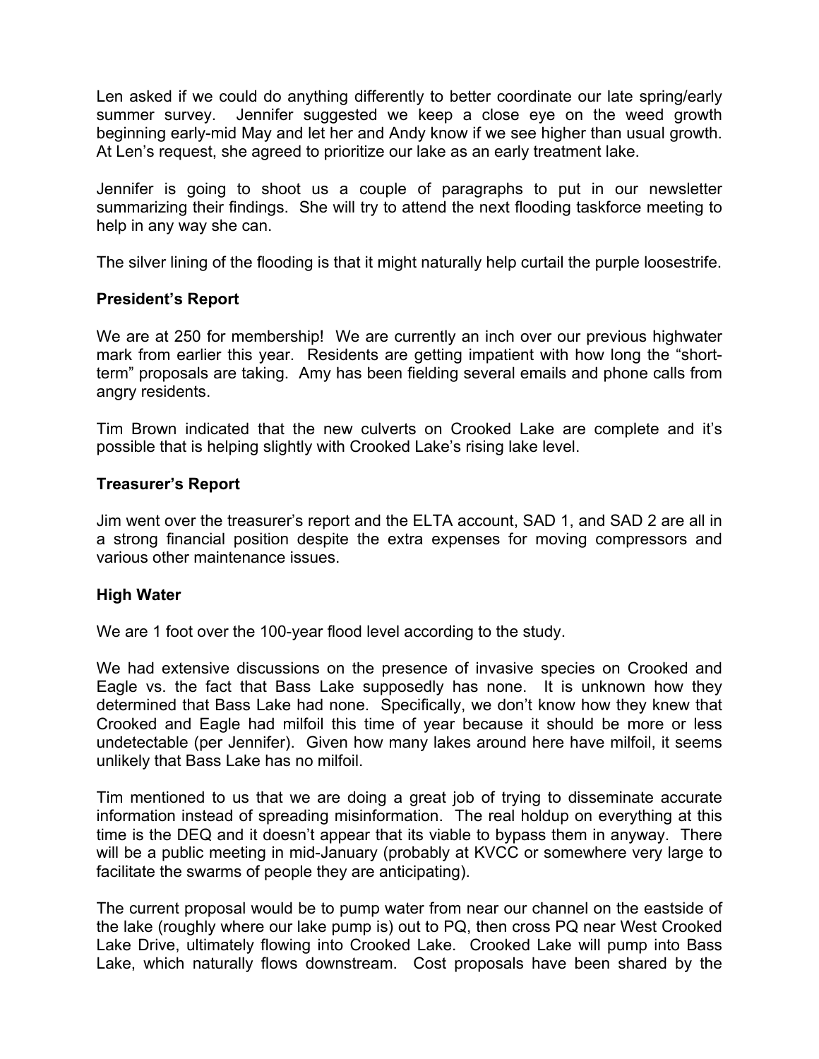Len asked if we could do anything differently to better coordinate our late spring/early summer survey. Jennifer suggested we keep a close eye on the weed growth beginning early-mid May and let her and Andy know if we see higher than usual growth. At Len's request, she agreed to prioritize our lake as an early treatment lake.

Jennifer is going to shoot us a couple of paragraphs to put in our newsletter summarizing their findings. She will try to attend the next flooding taskforce meeting to help in any way she can.

The silver lining of the flooding is that it might naturally help curtail the purple loosestrife.

**President's Report**

We are at 250 for membership! We are currently an inch over our previous highwater mark from earlier this year. Residents are getting impatient with how long the "short-term" proposals are taking. Amy has been fielding several emails and phone calls from angry residents.

Tim Brown indicated that the new culverts on Crooked Lake are complete and it's possible that is helping slightly with Crooked Lake's rising lake level.

**Treasurer's Report**

Jim went over the treasurer's report and the ELTA account, SAD 1, and SAD 2 are all in a strong financial position despite the extra expenses for moving compressors and various other maintenance issues.

**High Water**

We are 1 foot over the 100-year flood level according to the study.

We had extensive discussions on the presence of invasive species on Crooked and Eagle vs. the fact that Bass Lake supposedly has none. It is unknown how they determined that Bass Lake had none. Specifically, we don't know how they knew that Crooked and Eagle had milfoil this time of year because it should be more or less undetectable (per Jennifer). Given how many lakes around here have milfoil, it seems unlikely that Bass Lake has no milfoil.

Tim mentioned to us that we are doing a great job of trying to disseminate accurate information instead of spreading misinformation. The real holdup on everything at this time is the DEQ and it doesn't appear that its viable to bypass them in anyway. There will be a public meeting in mid-January (probably at KVCC or somewhere very large to facilitate the swarms of people they are anticipating).

The current proposal would be to pump water from near our channel on the eastside of the lake (roughly where our lake pump is) out to PQ, then cross PQ near West Crooked Lake Drive, ultimately flowing into Crooked Lake. Crooked Lake will pump into Bass Lake, which naturally flows downstream. Cost proposals have been shared by the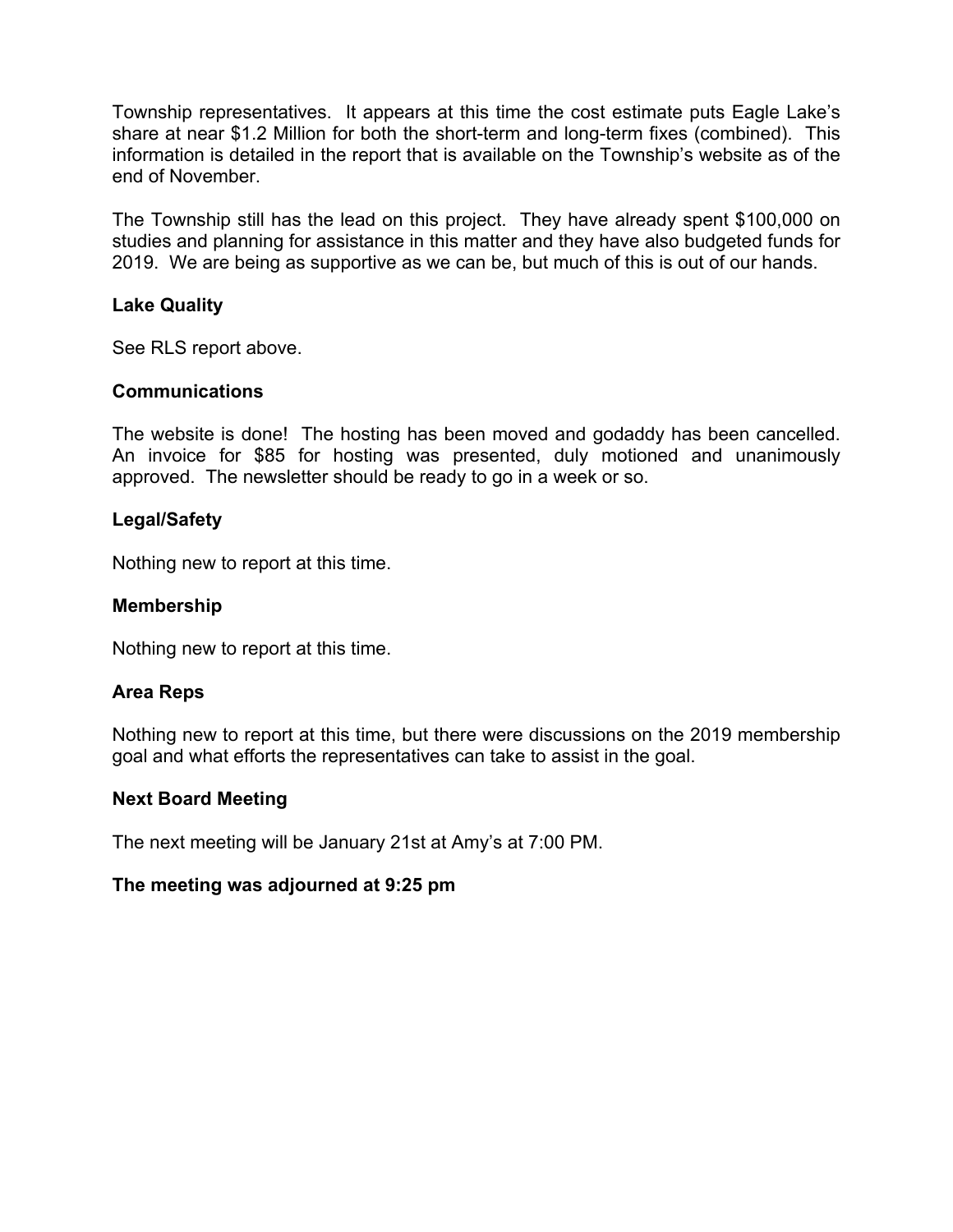Township representatives. It appears at this time the cost estimate puts Eagle Lake's share at near $1.2 Million for both the short-term and long-term fixes (combined). This information is detailed in the report that is available on the Township's website as of the end of November.

The Township still has the lead on this project. They have already spent $100,000 on studies and planning for assistance in this matter and they have also budgeted funds for 2019. We are being as supportive as we can be, but much of this is out of our hands.

**Lake Quality**

See RLS report above.

**Communications**

The website is done! The hosting has been moved and godaddy has been cancelled. An invoice for $85 for hosting was presented, duly motioned and unanimously approved. The newsletter should be ready to go in a week or so.

**Legal/Safety**

Nothing new to report at this time.

**Membership**

Nothing new to report at this time.

**Area Reps**

Nothing new to report at this time, but there were discussions on the 2019 membership goal and what efforts the representatives can take to assist in the goal.

**Next Board Meeting**

The next meeting will be January 21st at Amy's at 7:00 PM.

**The meeting was adjourned at 9:25 pm**